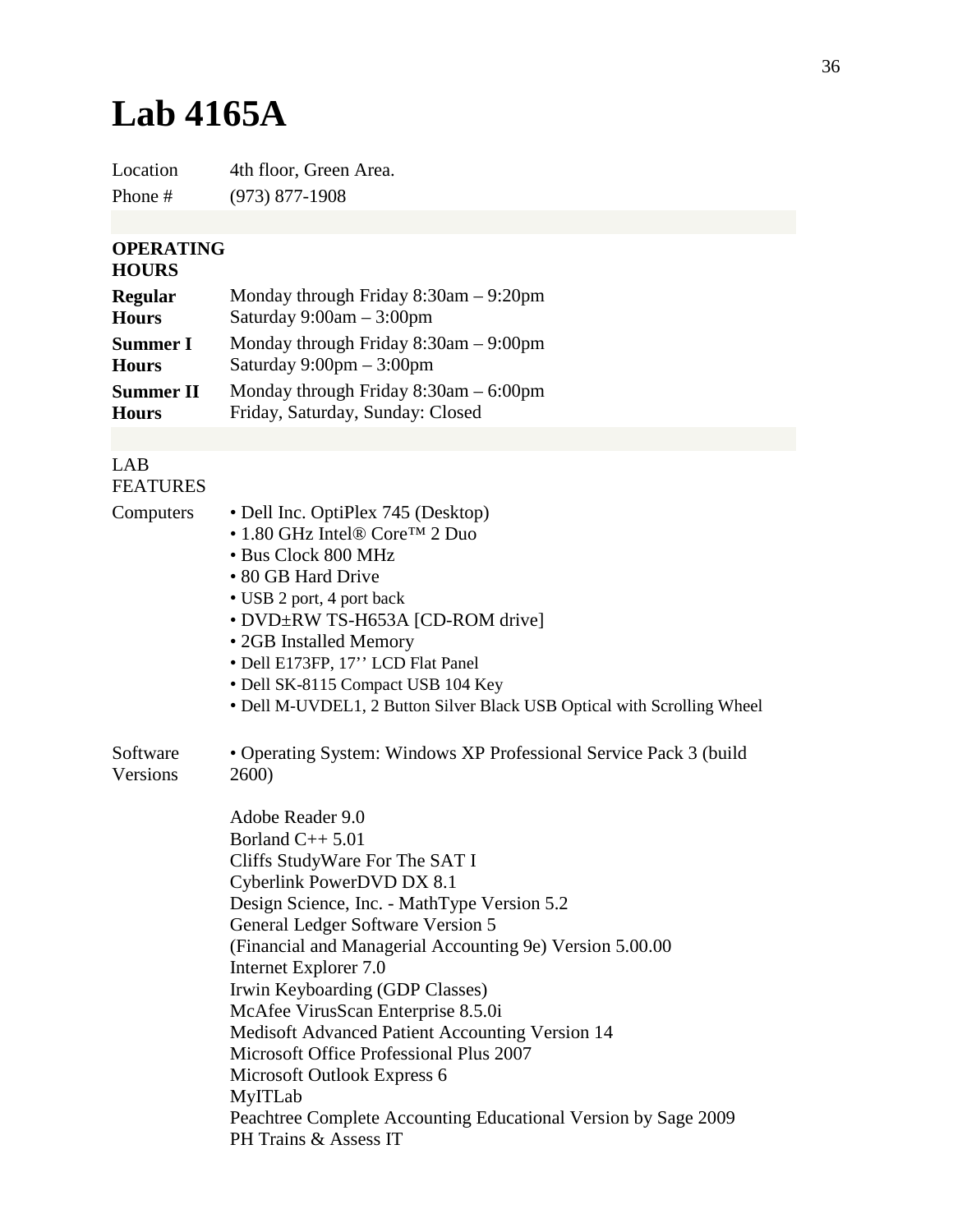# Lab 4165A

| | |
|---|---|
| Location | 4th floor, Green Area. |
| Phone # | (973) 877-1908 |

**OPERATING HOURS**

| | |
|---|---|
| **Regular Hours** | Monday through Friday 8:30am – 9:20pm<br>Saturday 9:00am – 3:00pm |
| **Summer I Hours** | Monday through Friday 8:30am – 9:00pm<br>Saturday 9:00pm – 3:00pm |
| **Summer II Hours** | Monday through Friday 8:30am – 6:00pm<br>Friday, Saturday, Sunday: Closed |

LAB FEATURES

Computers
- Dell Inc. OptiPlex 745 (Desktop)
- 1.80 GHz Intel® Core™ 2 Duo
- Bus Clock 800 MHz
- 80 GB Hard Drive
- USB 2 port, 4 port back
- DVD±RW TS-H653A [CD-ROM drive]
- 2GB Installed Memory
- Dell E173FP, 17'' LCD Flat Panel
- Dell SK-8115 Compact USB 104 Key
- Dell M-UVDEL1, 2 Button Silver Black USB Optical with Scrolling Wheel

Software Versions
- Operating System: Windows XP Professional Service Pack 3 (build 2600)

Adobe Reader 9.0
Borland C++ 5.01
Cliffs StudyWare For The SAT I
Cyberlink PowerDVD DX 8.1
Design Science, Inc. - MathType Version 5.2
General Ledger Software Version 5
(Financial and Managerial Accounting 9e) Version 5.00.00
Internet Explorer 7.0
Irwin Keyboarding (GDP Classes)
McAfee VirusScan Enterprise 8.5.0i
Medisoft Advanced Patient Accounting Version 14
Microsoft Office Professional Plus 2007
Microsoft Outlook Express 6
MyITLab
Peachtree Complete Accounting Educational Version by Sage 2009
PH Trains & Assess IT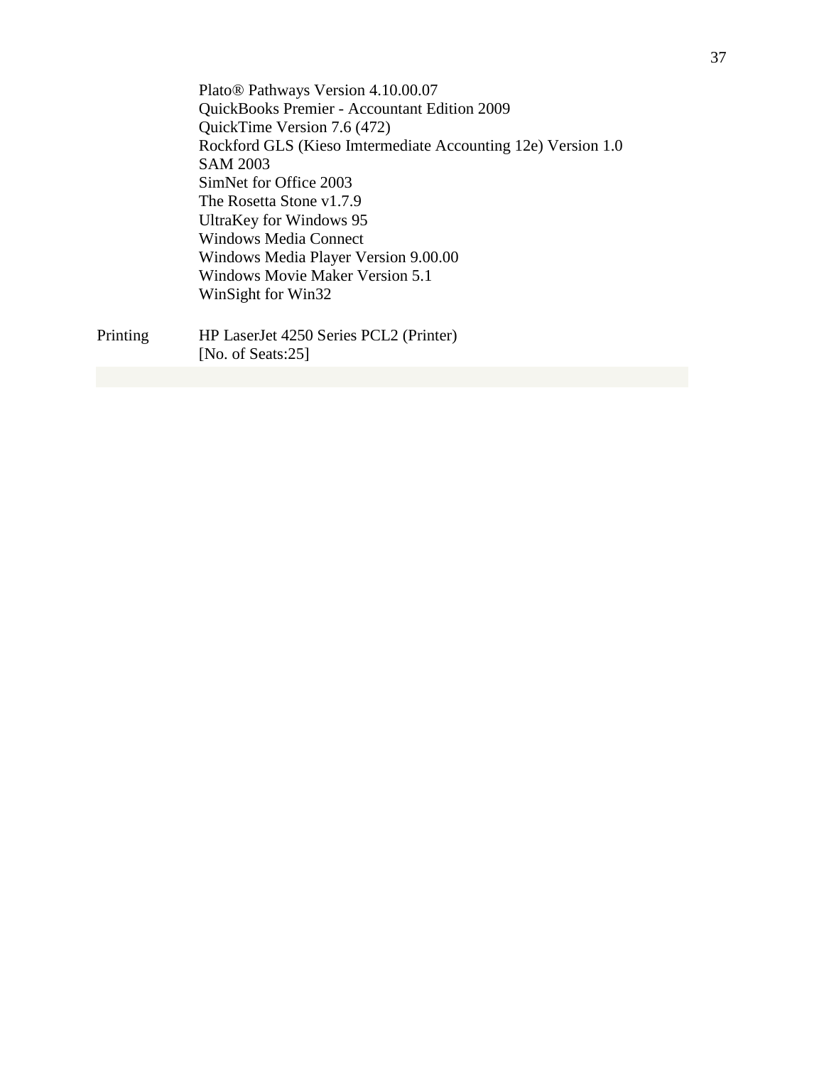| | |
|---|---|
| | Plato® Pathways Version 4.10.00.07<br>QuickBooks Premier - Accountant Edition 2009<br>QuickTime Version 7.6 (472)<br>Rockford GLS (Kieso Imtermediate Accounting 12e) Version 1.0<br>SAM 2003<br>SimNet for Office 2003<br>The Rosetta Stone v1.7.9<br>UltraKey for Windows 95<br>Windows Media Connect<br>Windows Media Player Version 9.00.00<br>Windows Movie Maker Version 5.1<br>WinSight for Win32 |
| Printing | HP LaserJet 4250 Series PCL2 (Printer)<br>[No. of Seats:25] |